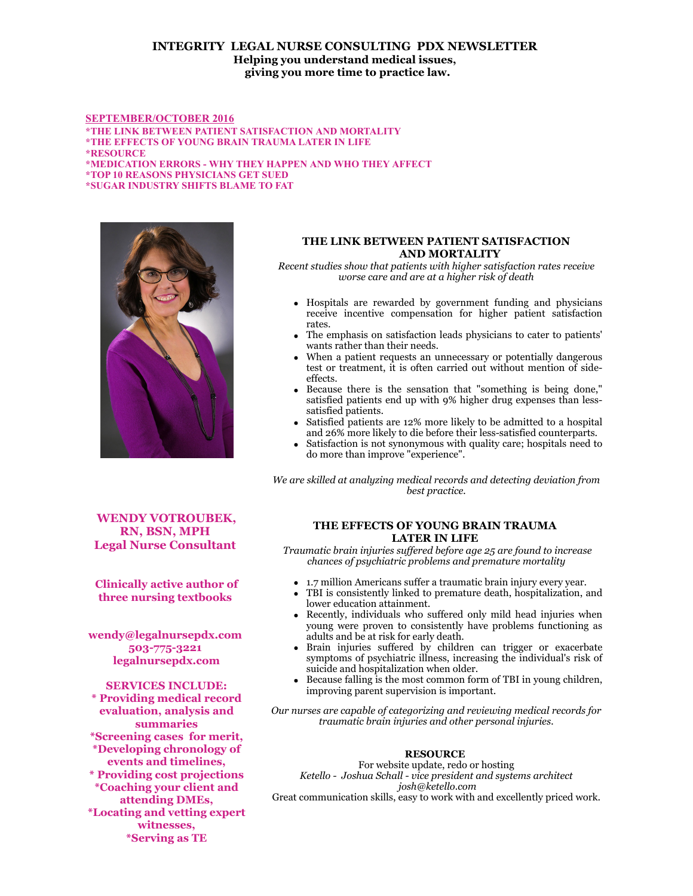# INTEGRITY LEGAL NURSE CONSULTING PDX NEWSLETTER

**Helping you understand medical issues, giving you more time to practice law.**

**SEPTEMBER/OCTOBER 2016**

**\*THE LINK BETWEEN PATIENT SATISFACTION AND MORTALITY**
**\*THE EFFECTS OF YOUNG BRAIN TRAUMA LATER IN LIFE**
**\*RESOURCE**
**\*MEDICATION ERRORS - WHY THEY HAPPEN AND WHO THEY AFFECT**
**\*TOP 10 REASONS PHYSICIANS GET SUED**
**\*SUGAR INDUSTRY SHIFTS BLAME TO FAT**

## THE LINK BETWEEN PATIENT SATISFACTION AND MORTALITY

*Recent studies show that patients with higher satisfaction rates receive worse care and are at a higher risk of death*

- Hospitals are rewarded by government funding and physicians receive incentive compensation for higher patient satisfaction rates.
- The emphasis on satisfaction leads physicians to cater to patients' wants rather than their needs.
- When a patient requests an unnecessary or potentially dangerous test or treatment, it is often carried out without mention of side-effects.
- Because there is the sensation that "something is being done," satisfied patients end up with 9% higher drug expenses than less-satisfied patients.
- Satisfied patients are 12% more likely to be admitted to a hospital and 26% more likely to die before their less-satisfied counterparts.
- Satisfaction is not synonymous with quality care; hospitals need to do more than improve "experience".

*We are skilled at analyzing medical records and detecting deviation from best practice.*

**WENDY VOTROUBEK, RN, BSN, MPH**
**Legal Nurse Consultant**

**Clinically active author of three nursing textbooks**

**wendy@legalnursepdx.com**
**503-775-3221**
**legalnursepdx.com**

**SERVICES INCLUDE:**
**\* Providing medical record evaluation, analysis and summaries**
**\*Screening cases for merit,**
**\*Developing chronology of events and timelines,**
**\* Providing cost projections**
**\*Coaching your client and attending DMEs,**
**\*Locating and vetting expert witnesses,**
**\*Serving as TE**

## THE EFFECTS OF YOUNG BRAIN TRAUMA LATER IN LIFE

*Traumatic brain injuries suffered before age 25 are found to increase chances of psychiatric problems and premature mortality*

- 1.7 million Americans suffer a traumatic brain injury every year.
- TBI is consistently linked to premature death, hospitalization, and lower education attainment.
- Recently, individuals who suffered only mild head injuries when young were proven to consistently have problems functioning as adults and be at risk for early death.
- Brain injuries suffered by children can trigger or exacerbate symptoms of psychiatric illness, increasing the individual's risk of suicide and hospitalization when older.
- Because falling is the most common form of TBI in young children, improving parent supervision is important.

*Our nurses are capable of categorizing and reviewing medical records for traumatic brain injuries and other personal injuries.*

## RESOURCE

For website update, redo or hosting
*Ketello - Joshua Schall - vice president and systems architect*
*josh@ketello.com*
Great communication skills, easy to work with and excellently priced work.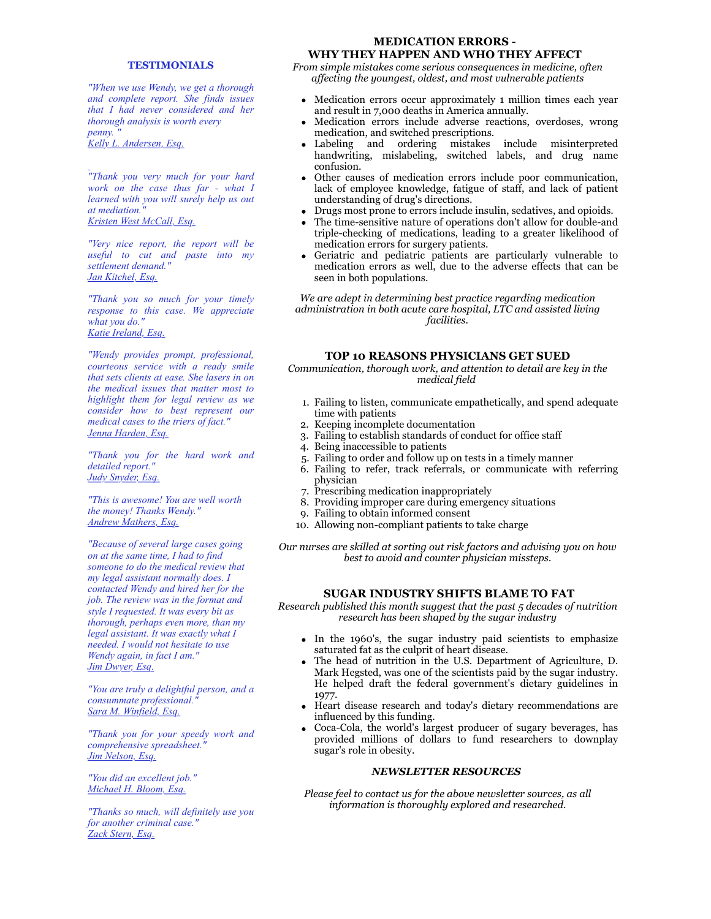## TESTIMONIALS

*"When we use Wendy, we get a thorough and complete report. She finds issues that I had never considered and her thorough analysis is worth every penny."*
Kelly L. Andersen, Esq.

*"Thank you very much for your hard work on the case thus far - what I learned with you will surely help us out at mediation."*
Kristen West McCall, Esq.

*"Very nice report, the report will be useful to cut and paste into my settlement demand."*
Jan Kitchel, Esq.

*"Thank you so much for your timely response to this case. We appreciate what you do."*
Katie Ireland, Esq.

*"Wendy provides prompt, professional, courteous service with a ready smile that sets clients at ease. She lasers in on the medical issues that matter most to highlight them for legal review as we consider how to best represent our medical cases to the triers of fact."*
Jenna Harden, Esq.

*"Thank you for the hard work and detailed report."*
Judy Snyder, Esq.

*"This is awesome! You are well worth the money! Thanks Wendy."*
Andrew Mathers, Esq.

*"Because of several large cases going on at the same time, I had to find someone to do the medical review that my legal assistant normally does. I contacted Wendy and hired her for the job. The review was in the format and style I requested. It was every bit as thorough, perhaps even more, than my legal assistant. It was exactly what I needed. I would not hesitate to use Wendy again, in fact I am."*
Jim Dwyer, Esq.

*"You are truly a delightful person, and a consummate professional."*
Sara M. Winfield, Esq.

*"Thank you for your speedy work and comprehensive spreadsheet."*
Jim Nelson, Esq.

*"You did an excellent job."*
Michael H. Bloom, Esq.

*"Thanks so much, will definitely use you for another criminal case."*
Zack Stern, Esq.

## MEDICATION ERRORS - WHY THEY HAPPEN AND WHO THEY AFFECT

*From simple mistakes come serious consequences in medicine, often affecting the youngest, oldest, and most vulnerable patients*

- Medication errors occur approximately 1 million times each year and result in 7,000 deaths in America annually.
- Medication errors include adverse reactions, overdoses, wrong medication, and switched prescriptions.
- Labeling and ordering mistakes include misinterpreted handwriting, mislabeling, switched labels, and drug name confusion.
- Other causes of medication errors include poor communication, lack of employee knowledge, fatigue of staff, and lack of patient understanding of drug's directions.
- Drugs most prone to errors include insulin, sedatives, and opioids.
- The time-sensitive nature of operations don't allow for double-and triple-checking of medications, leading to a greater likelihood of medication errors for surgery patients.
- Geriatric and pediatric patients are particularly vulnerable to medication errors as well, due to the adverse effects that can be seen in both populations.

*We are adept in determining best practice regarding medication administration in both acute care hospital, LTC and assisted living facilities.*

## TOP 10 REASONS PHYSICIANS GET SUED

*Communication, thorough work, and attention to detail are key in the medical field*

1. Failing to listen, communicate empathetically, and spend adequate time with patients
2. Keeping incomplete documentation
3. Failing to establish standards of conduct for office staff
4. Being inaccessible to patients
5. Failing to order and follow up on tests in a timely manner
6. Failing to refer, track referrals, or communicate with referring physician
7. Prescribing medication inappropriately
8. Providing improper care during emergency situations
9. Failing to obtain informed consent
10. Allowing non-compliant patients to take charge

*Our nurses are skilled at sorting out risk factors and advising you on how best to avoid and counter physician missteps.*

## SUGAR INDUSTRY SHIFTS BLAME TO FAT

*Research published this month suggest that the past 5 decades of nutrition research has been shaped by the sugar industry*

- In the 1960's, the sugar industry paid scientists to emphasize saturated fat as the culprit of heart disease.
- The head of nutrition in the U.S. Department of Agriculture, D. Mark Hegsted, was one of the scientists paid by the sugar industry. He helped draft the federal government's dietary guidelines in 1977.
- Heart disease research and today's dietary recommendations are influenced by this funding.
- Coca-Cola, the world's largest producer of sugary beverages, has provided millions of dollars to fund researchers to downplay sugar's role in obesity.

### *NEWSLETTER RESOURCES*

*Please feel to contact us for the above newsletter sources, as all information is thoroughly explored and researched.*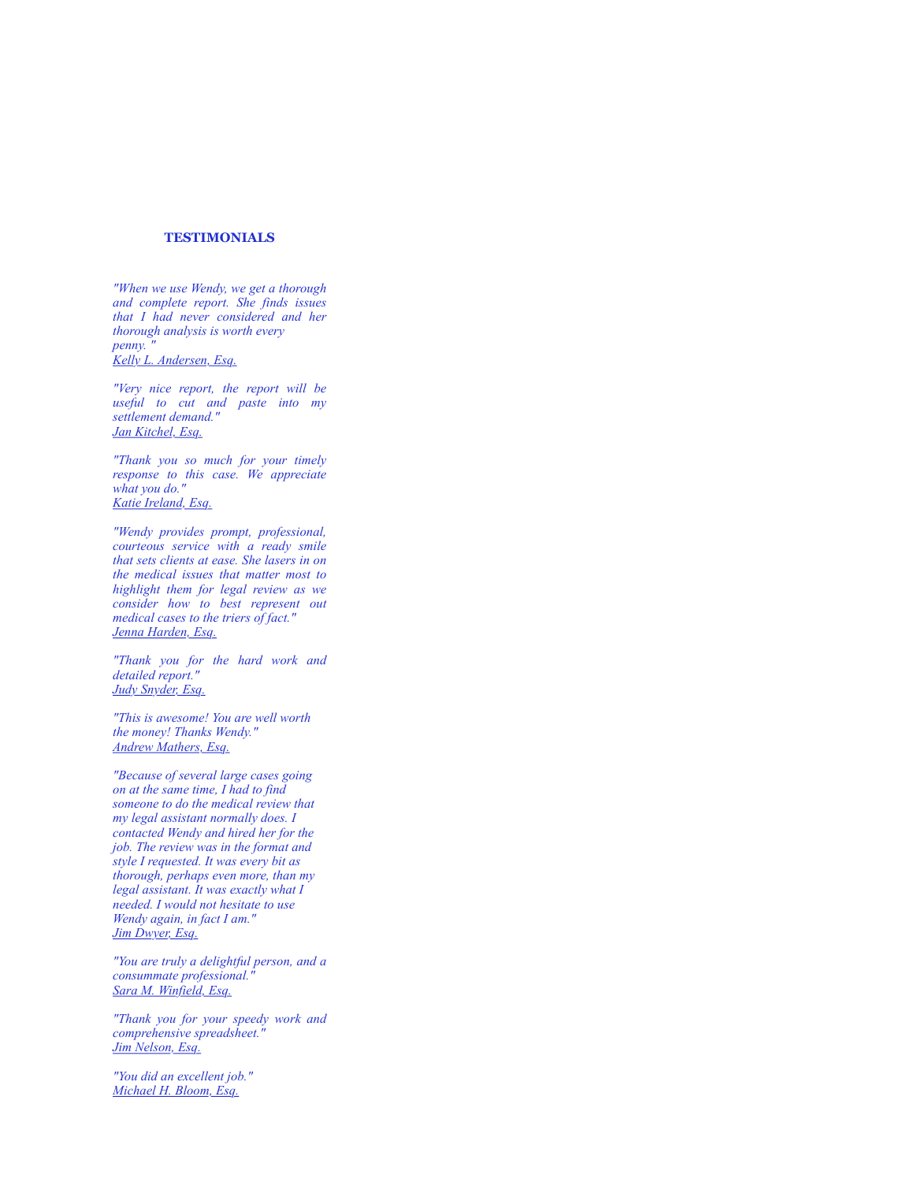## TESTIMONIALS

*"When we use Wendy, we get a thorough and complete report. She finds issues that I had never considered and her thorough analysis is worth every penny. "*
Kelly L. Andersen, Esq.

*"Very nice report, the report will be useful to cut and paste into my settlement demand."*
Jan Kitchel, Esq.

*"Thank you so much for your timely response to this case. We appreciate what you do."*
Katie Ireland, Esq.

*"Wendy provides prompt, professional, courteous service with a ready smile that sets clients at ease. She lasers in on the medical issues that matter most to highlight them for legal review as we consider how to best represent out medical cases to the triers of fact."*
Jenna Harden, Esq.

*"Thank you for the hard work and detailed report."*
Judy Snyder, Esq.

*"This is awesome! You are well worth the money! Thanks Wendy."*
Andrew Mathers, Esq.

*"Because of several large cases going on at the same time, I had to find someone to do the medical review that my legal assistant normally does. I contacted Wendy and hired her for the job. The review was in the format and style I requested. It was every bit as thorough, perhaps even more, than my legal assistant. It was exactly what I needed. I would not hesitate to use Wendy again, in fact I am."*
Jim Dwyer, Esq.

*"You are truly a delightful person, and a consummate professional."*
Sara M. Winfield, Esq.

*"Thank you for your speedy work and comprehensive spreadsheet."*
Jim Nelson, Esq.

*"You did an excellent job."*
Michael H. Bloom, Esq.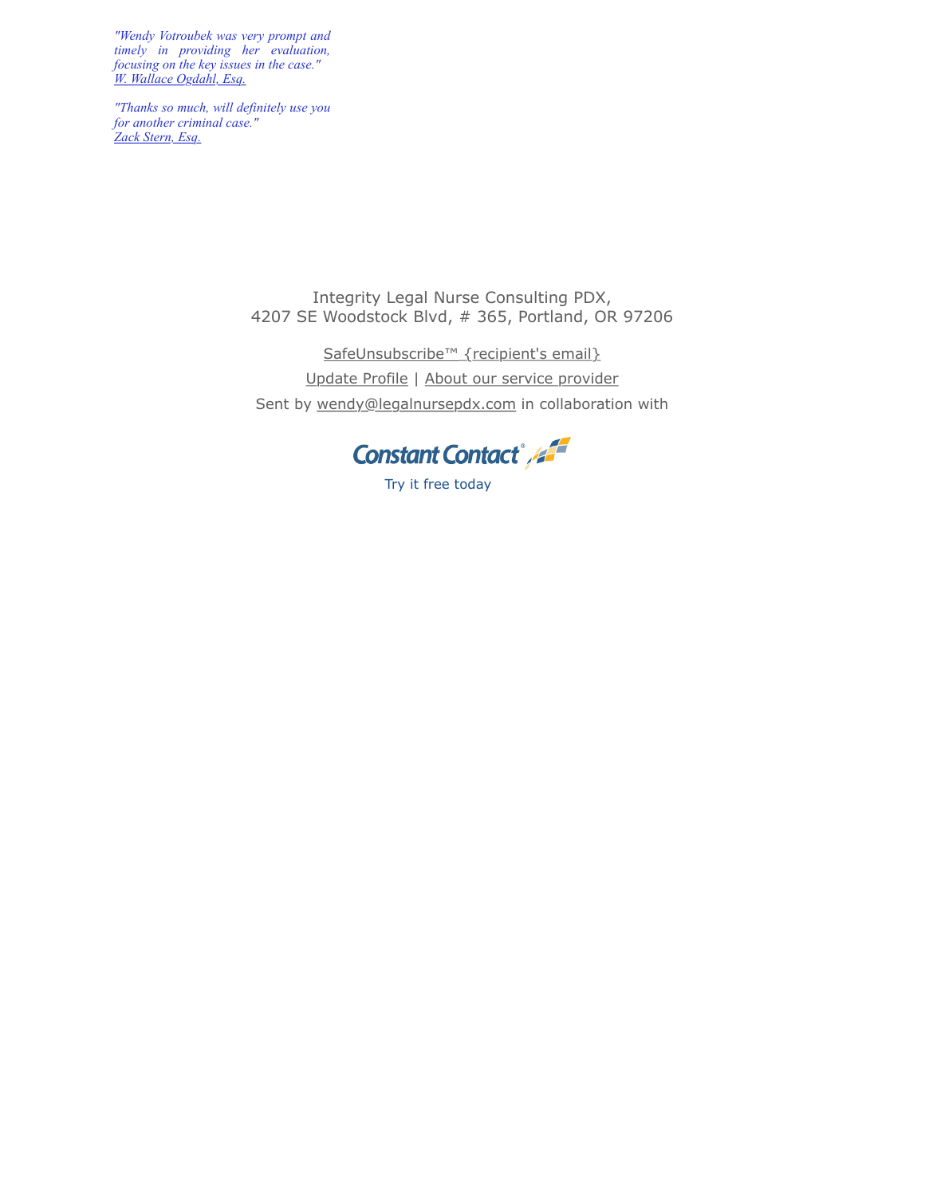*"Wendy Votroubek was very prompt and timely in providing her evaluation, focusing on the key issues in the case."*
*W. Wallace Ogdahl, Esq.*

*"Thanks so much, will definitely use you for another criminal case."*
*Zack Stern, Esq.*

Integrity Legal Nurse Consulting PDX,
4207 SE Woodstock Blvd, # 365, Portland, OR 97206

SafeUnsubscribe™ {recipient's email}

Update Profile | About our service provider

Sent by wendy@legalnursepdx.com in collaboration with

Constant Contact®

Try it free today